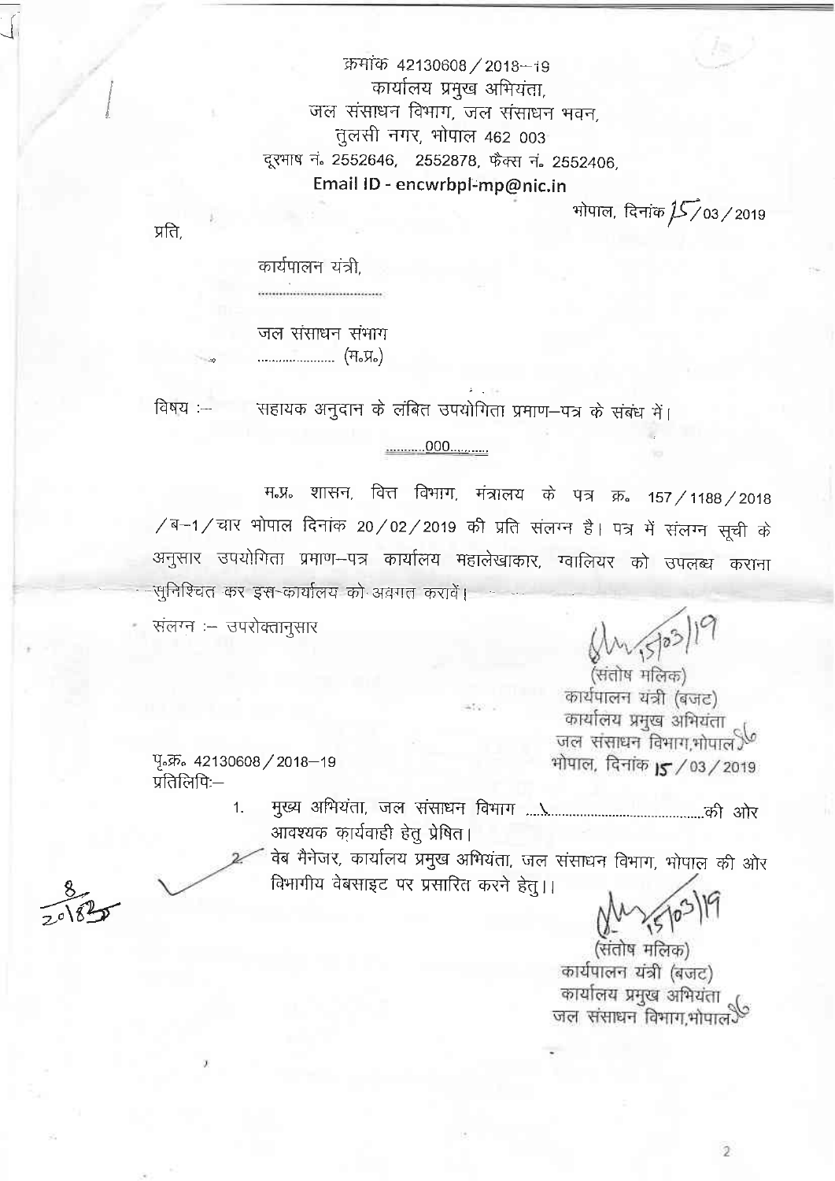क्रमांक 42130608 / 2018-19
कार्यालय प्रमुख अभियंता,
जल संसाधन विभाग, जल संसाधन भवन,
तुलसी नगर, भोपाल 462 003
दूरभाष नं. 2552646, 2552878, फैक्स नं. 2552406,
**Email ID - encwrbpl-mp@nic.in**

भोपाल, दिनांक 15/03/2019

प्रति,

कार्यपालन यंत्री,
..................................

जल संसाधन संभाग
...................... (म.प्र.)

विषय :- सहायक अनुदान के लंबित उपयोगिता प्रमाण-पत्र के संबंध में।

..........000..........

म.प्र. शासन, वित्त विभाग, मंत्रालय के पत्र क्र. 157/1188/2018/ब-1/चार भोपाल दिनांक 20/02/2019 की प्रति संलग्न है। पत्र में संलग्न सूची के अनुसार उपयोगिता प्रमाण-पत्र कार्यालय महालेखाकार, ग्वालियर को उपलब्ध कराना सुनिश्चित कर इस कार्यालय को अवगत करावें।

संलग्न :- उपरोक्तानुसार

(संतोष मलिक)
कार्यपालन यंत्री (बजट)
कार्यालय प्रमुख अभियंता
जल संसाधन विभाग,भोपाल
भोपाल, दिनांक 15/03/2019

पृ.क्र. 42130608 / 2018-19
प्रतिलिपि:-

1. मुख्य अभियंता, जल संसाधन विभाग ..........................................की ओर आवश्यक कार्यवाही हेतु प्रेषित।
2. वेब मैनेजर, कार्यालय प्रमुख अभियंता, जल संसाधन विभाग, भोपाल की ओर विभागीय वेबसाइट पर प्रसारित करने हेतु।।

(संतोष मलिक)
कार्यपालन यंत्री (बजट)
कार्यालय प्रमुख अभियंता
जल संसाधन विभाग,भोपाल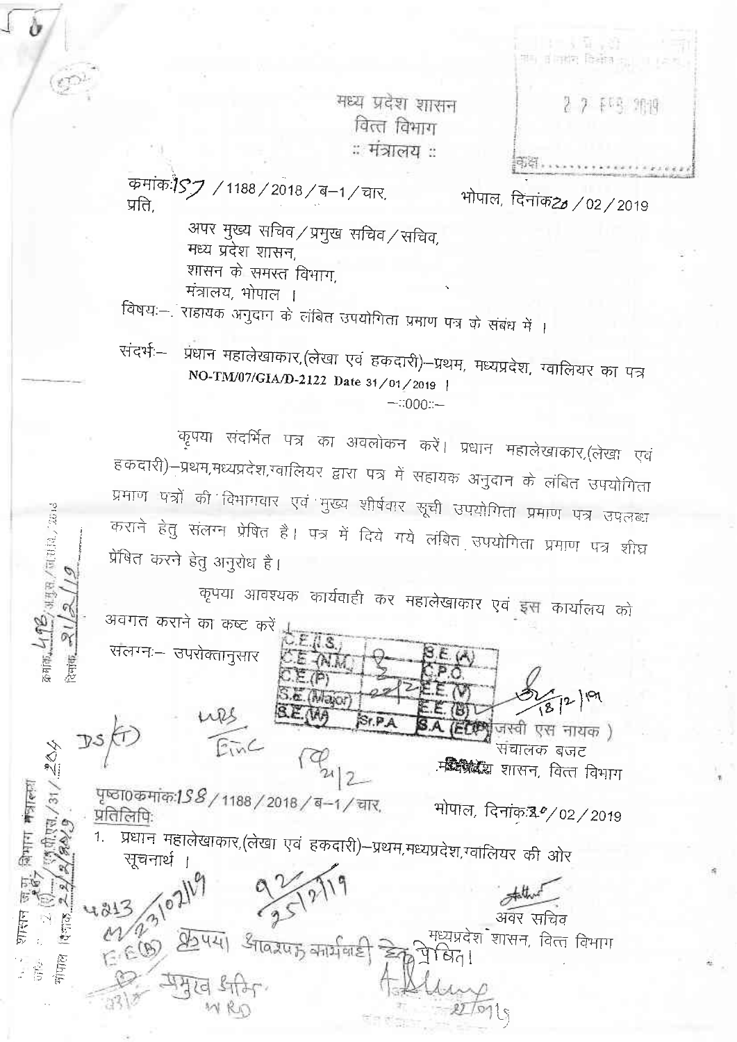मध्य प्रदेश शासन
वित्त विभाग
:: मंत्रालय ::

क्रमांक:157 / 1188 / 2018 / ब–1 / चार, भोपाल, दिनांक20 / 02 / 2019

प्रति,

अपर मुख्य सचिव / प्रमुख सचिव / सचिव,
मध्य प्रदेश शासन,
शासन के समस्त विभाग,
मंत्रालय, भोपाल ।

विषय:–. सहायक अनुदान के लंबित उपयोगिता प्रमाण पत्र के संबंध में ।

संदर्भ:– प्रधान महालेखाकार,(लेखा एवं हकदारी)–प्रथम, मध्यप्रदेश, ग्वालियर का पत्र NO-TM/07/GIA/D-2122 Date 31/01/2019 ।

–::000::–

कृपया संदर्भित पत्र का अवलोकन करें। प्रधान महालेखाकार,(लेखा एवं हकदारी)–प्रथम,मध्यप्रदेश,ग्वालियर द्वारा पत्र में सहायक अनुदान के लंबित उपयोगिता प्रमाण पत्रों की विभागवार एवं मुख्य शीर्षवार सूची उपयोगिता प्रमाण पत्र उपलब्ध कराने हेतु संलग्न प्रेषित है। पत्र में दिये गये लंबित उपयोगिता प्रमाण पत्र शीघ्र प्रेषित करने हेतु अनुरोध है।

कृपया आवश्यक कार्यवाही कर महालेखाकार एवं इस कार्यालय को अवगत कराने का कष्ट करें ।

संलग्नः– उपरोक्तानुसार

(जस्वी एस नायक)
संचालक बजट
मध्यप्रदेश शासन, वित्त विभाग

पृष्ठा0क्रमांक:158 / 1188 / 2018 / ब–1 / चार, भोपाल, दिनांक:20 / 02 / 2019

प्रतिलिपि:

1. प्रधान महालेखाकार,(लेखा एवं हकदारी)–प्रथम,मध्यप्रदेश,ग्वालियर की ओर सूचनार्थ ।

अवर सचिव
मध्यप्रदेश शासन, वित्त विभाग

E.E.(B) कृपया आवश्यक कार्यवाही हेतु प्रेषित।

प्रमुख अभि.
WRD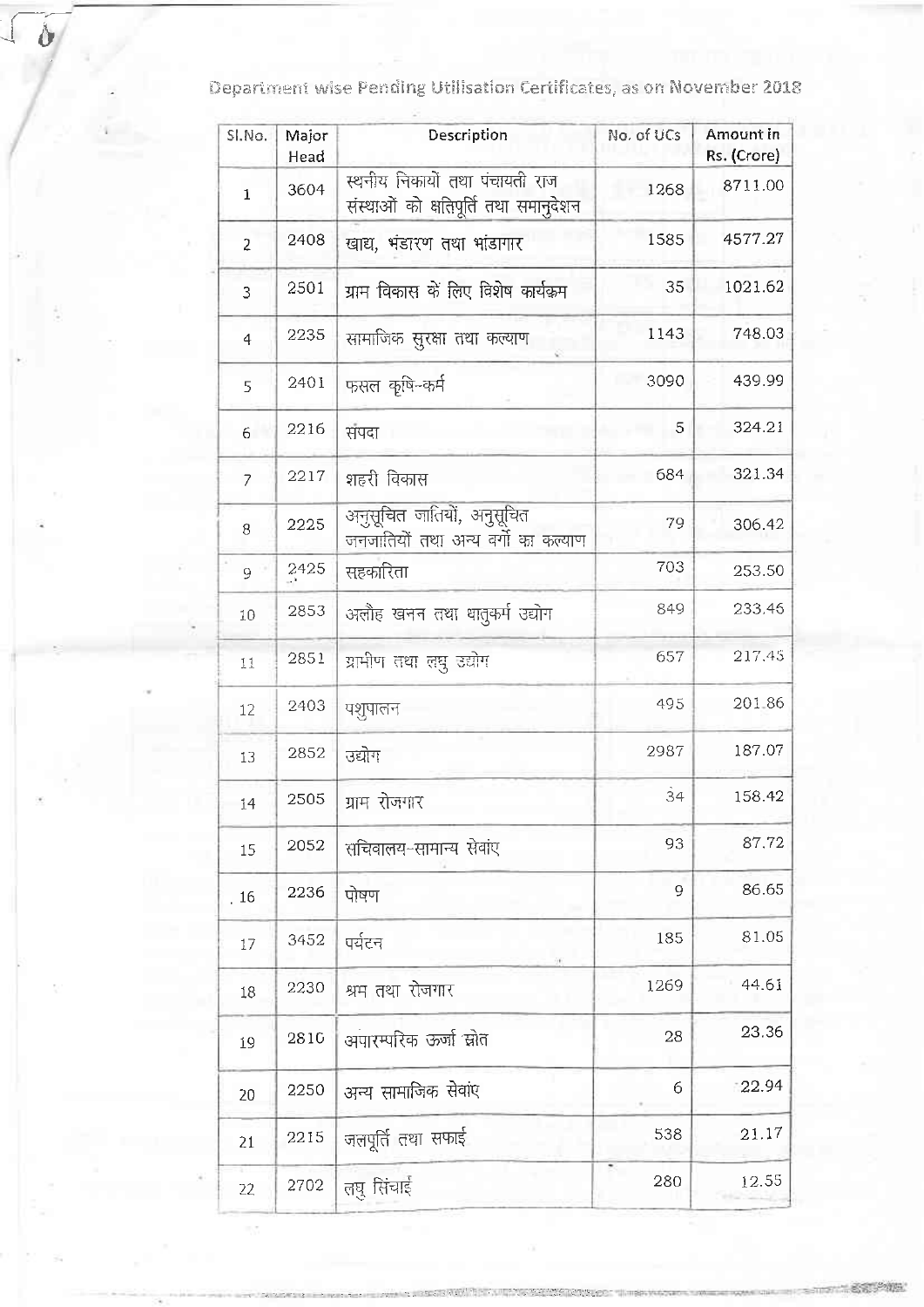Department wise Pending Utilisation Certificates, as on November 2018

| Sl.No. | Major Head | Description | No. of UCs | Amount in Rs. (Crore) |
|---|---|---|---|---|
| 1 | 3604 | स्थानीय निकायों तथा पंचायती राज संस्थाओं को क्षतिपूर्ति तथा समानुदेशन | 1268 | 8711.00 |
| 2 | 2408 | खाद्य, भंडारण तथा भांडागार | 1585 | 4577.27 |
| 3 | 2501 | ग्राम विकास के लिए विशेष कार्यक्रम | 35 | 1021.62 |
| 4 | 2235 | सामाजिक सुरक्षा तथा कल्याण | 1143 | 748.03 |
| 5 | 2401 | फसल कृषि-कर्म | 3090 | 439.99 |
| 6 | 2216 | संपदा | 5 | 324.21 |
| 7 | 2217 | शहरी विकास | 684 | 321.34 |
| 8 | 2225 | अनुसूचित जातियों, अनुसूचित जनजातियों तथा अन्य वर्गों का कल्याण | 79 | 306.42 |
| 9 | 2425 | सहकारिता | 703 | 253.50 |
| 10 | 2853 | अलौह खनन तथा धातुकर्म उद्योग | 849 | 233.46 |
| 11 | 2851 | ग्रामीण तथा लघु उद्योग | 657 | 217.43 |
| 12 | 2403 | पशुपालन | 495 | 201.86 |
| 13 | 2852 | उद्योग | 2987 | 187.07 |
| 14 | 2505 | ग्राम रोजगार | 34 | 158.42 |
| 15 | 2052 | सचिवालय-सामान्य सेवाएं | 93 | 87.72 |
| 16 | 2236 | पोषण | 9 | 86.65 |
| 17 | 3452 | पर्यटन | 185 | 81.05 |
| 18 | 2230 | श्रम तथा रोजगार | 1269 | 44.61 |
| 19 | 2810 | अपारम्परिक ऊर्जा स्रोत | 28 | 23.36 |
| 20 | 2250 | अन्य सामाजिक सेवाएं | 6 | 22.94 |
| 21 | 2215 | जलपूर्ति तथा सफाई | 538 | 21.17 |
| 22 | 2702 | लघु सिंचाई | 280 | 12.55 |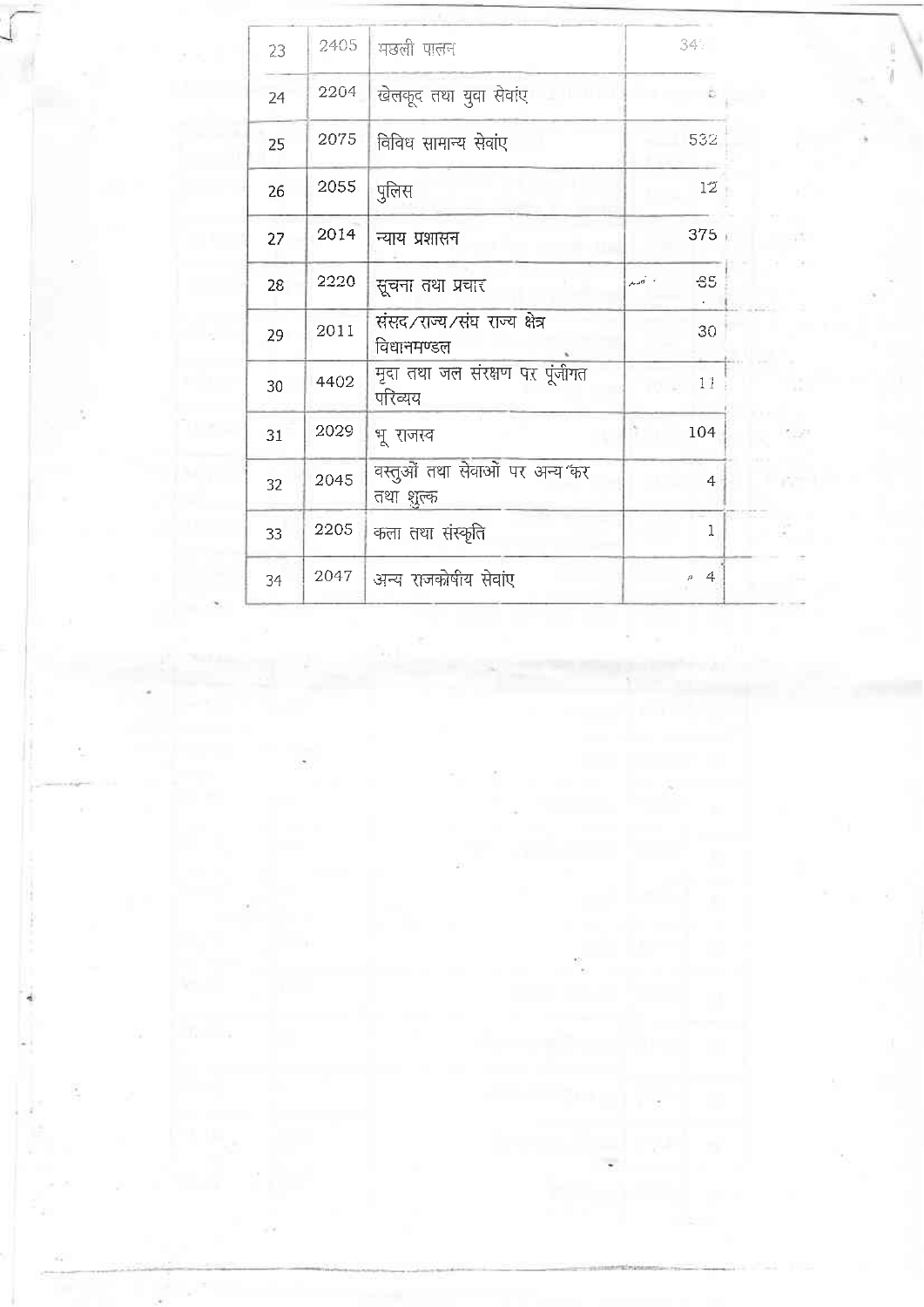| 23 | 2405 | मछली पालन | 34 |
|---|---|---|---|
| 24 | 2204 | खेलकूद तथा युवा सेवांए | 5 |
| 25 | 2075 | विविध सामान्य सेवांए | 532 |
| 26 | 2055 | पुलिस | 12 |
| 27 | 2014 | न्याय प्रशासन | 375 |
| 28 | 2220 | सूचना तथा प्रचार | 85 |
| 29 | 2011 | संसद/राज्य/संघ राज्य क्षेत्र विधानमण्डल | 30 |
| 30 | 4402 | मृदा तथा जल संरक्षण पर पूंजीगत परिव्यय | 11 |
| 31 | 2029 | भू राजस्व | 104 |
| 32 | 2045 | वस्तुओं तथा सेवाओं पर अन्य कर तथा शुल्क | 4 |
| 33 | 2205 | कला तथा संस्कृति | 1 |
| 34 | 2047 | अन्य राजकोषीय सेवांए | 4 |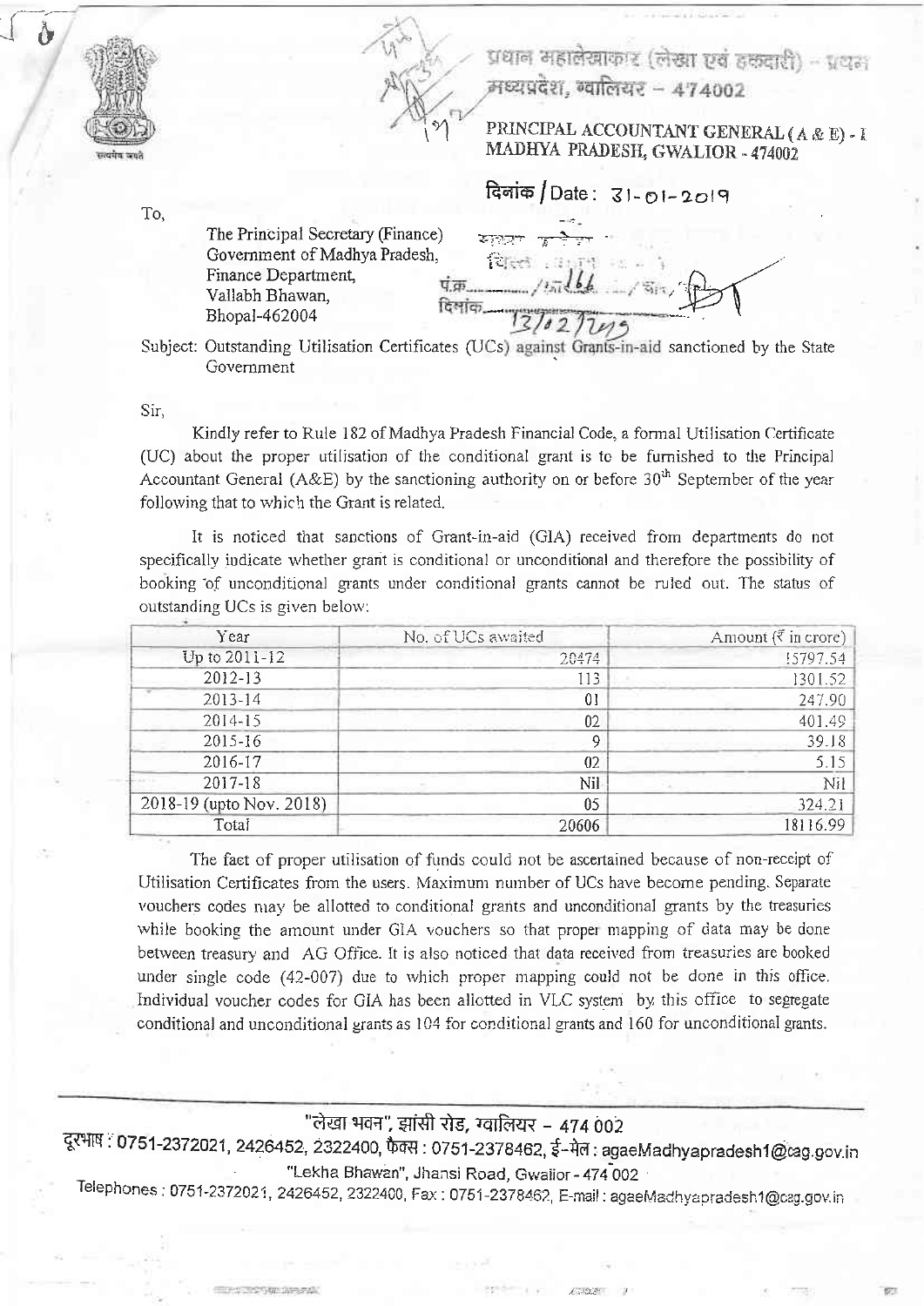प्रधान महालेखाकार (लेखा एवं हकदारी) - प्रथम
मध्यप्रदेश, ग्वालियर - 474002

PRINCIPAL ACCOUNTANT GENERAL (A & E) - I
MADHYA PRADESH, GWALIOR - 474002

दिनांक / Date: 31-01-2019

To,

The Principal Secretary (Finance)
Government of Madhya Pradesh,
Finance Department,
Vallabh Bhawan,
Bhopal-462004

Subject: Outstanding Utilisation Certificates (UCs) against Grants-in-aid sanctioned by the State Government

Sir,

Kindly refer to Rule 182 of Madhya Pradesh Financial Code, a formal Utilisation Certificate (UC) about the proper utilisation of the conditional grant is to be furnished to the Principal Accountant General (A&E) by the sanctioning authority on or before 30[th] September of the year following that to which the Grant is related.

It is noticed that sanctions of Grant-in-aid (GIA) received from departments do not specifically indicate whether grant is conditional or unconditional and therefore the possibility of booking of unconditional grants under conditional grants cannot be ruled out. The status of outstanding UCs is given below:

| Year | No. of UCs awaited | Amount (₹ in crore) |
|---|---|---|
| Up to 2011-12 | 20474 | 15797.54 |
| 2012-13 | 113 | 1301.52 |
| 2013-14 | 01 | 247.90 |
| 2014-15 | 02 | 401.49 |
| 2015-16 | 9 | 39.18 |
| 2016-17 | 02 | 5.15 |
| 2017-18 | Nil | Nil |
| 2018-19 (upto Nov. 2018) | 05 | 324.21 |
| Total | 20606 | 18116.99 |

The fact of proper utilisation of funds could not be ascertained because of non-receipt of Utilisation Certificates from the users. Maximum number of UCs have become pending. Separate vouchers codes may be allotted to conditional grants and unconditional grants by the treasuries while booking the amount under GIA vouchers so that proper mapping of data may be done between treasury and AG Office. It is also noticed that data received from treasuries are booked under single code (42-007) due to which proper mapping could not be done in this office. Individual voucher codes for GIA has been allotted in VLC system by this office to segregate conditional and unconditional grants as 104 for conditional grants and 160 for unconditional grants.

"लेखा भवन", झांसी रोड, ग्वालियर - 474 002
दूरभाष : 0751-2372021, 2426452, 2322400, फैक्स : 0751-2378462, ई-मेल : agaeMadhyapradesh1@cag.gov.in
"Lekha Bhawan", Jhansi Road, Gwalior - 474 002
Telephones : 0751-2372021, 2426452, 2322400, Fax : 0751-2378462, E-mail : agaeMadhyapradesh1@cag.gov.in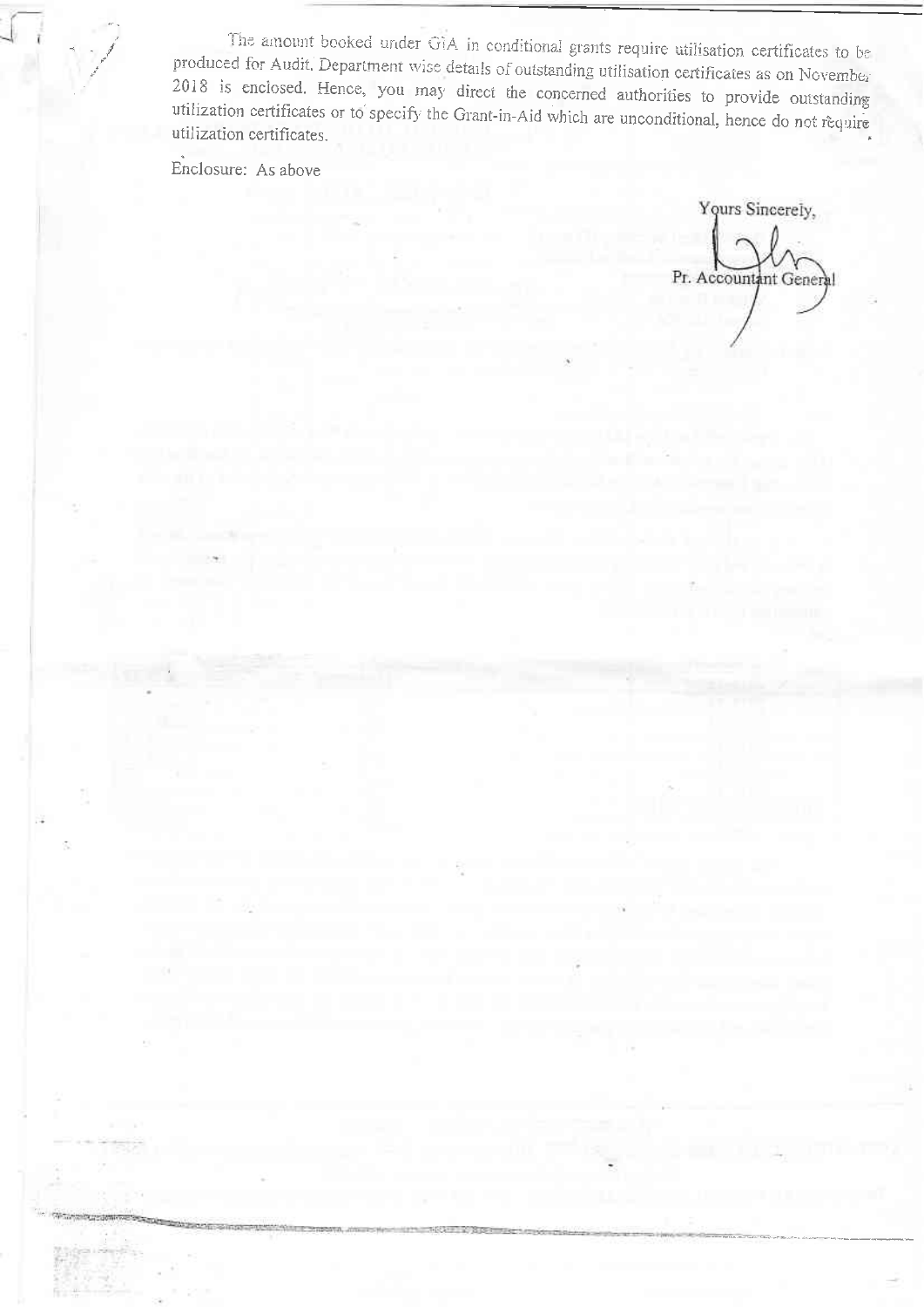The amount booked under GIA in conditional grants require utilisation certificates to be produced for Audit. Department wise details of outstanding utilisation certificates as on November 2018 is enclosed. Hence, you may direct the concerned authorities to provide outstanding utilization certificates or to specify the Grant-in-Aid which are unconditional, hence do not require utilization certificates.

Enclosure: As above

Yours Sincerely,

Pr. Accountant General